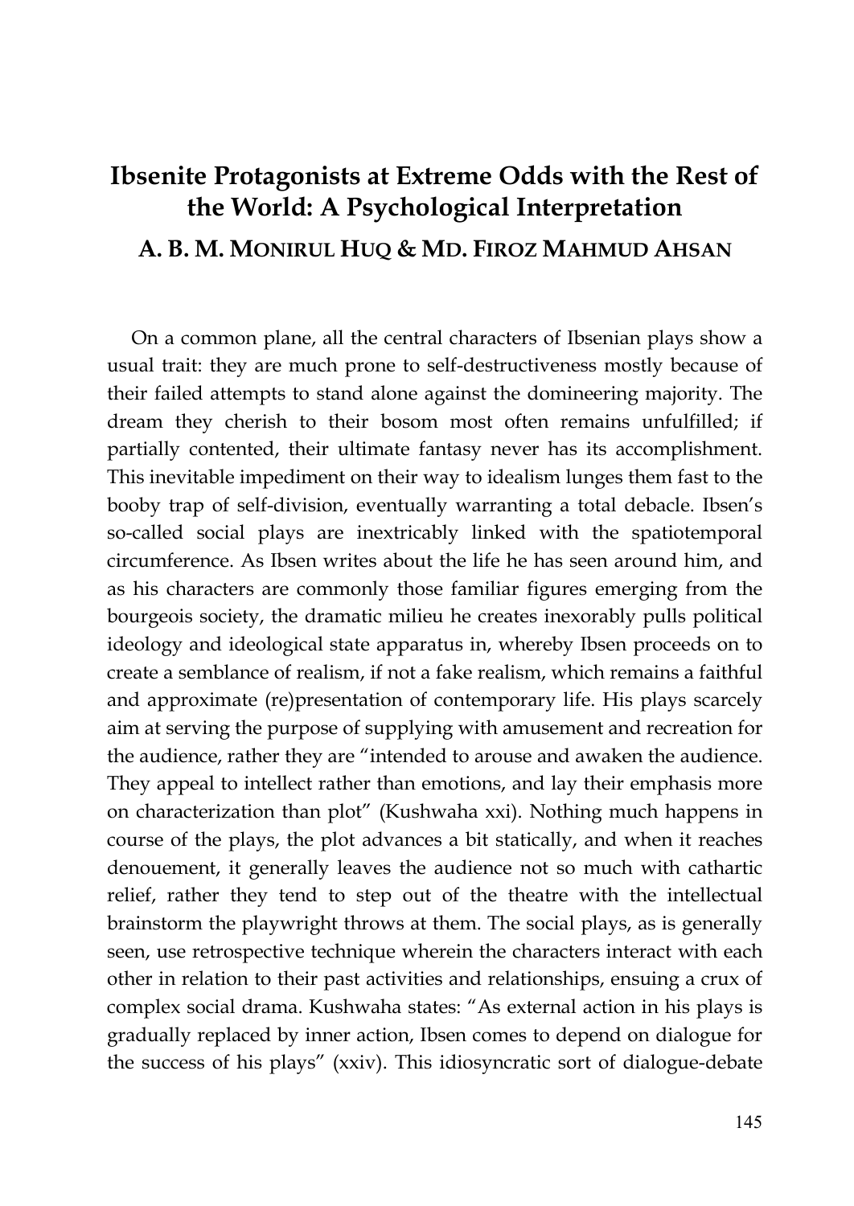# Ibsenite Protagonists at Extreme Odds with the Rest of the World: A Psychological Interpretation

**A. B. M. MONIRUL HUQ & MD. FIROZ MAHMUD AHSAN**

On a common plane, all the central characters of Ibsenian plays show a usual trait: they are much prone to self-destructiveness mostly because of their failed attempts to stand alone against the domineering majority. The dream they cherish to their bosom most often remains unfulfilled; if partially contented, their ultimate fantasy never has its accomplishment. This inevitable impediment on their way to idealism lunges them fast to the booby trap of self-division, eventually warranting a total debacle. Ibsen's so-called social plays are inextricably linked with the spatiotemporal circumference. As Ibsen writes about the life he has seen around him, and as his characters are commonly those familiar figures emerging from the bourgeois society, the dramatic milieu he creates inexorably pulls political ideology and ideological state apparatus in, whereby Ibsen proceeds on to create a semblance of realism, if not a fake realism, which remains a faithful and approximate (re)presentation of contemporary life. His plays scarcely aim at serving the purpose of supplying with amusement and recreation for the audience, rather they are "intended to arouse and awaken the audience. They appeal to intellect rather than emotions, and lay their emphasis more on characterization than plot" (Kushwaha xxi). Nothing much happens in course of the plays, the plot advances a bit statically, and when it reaches denouement, it generally leaves the audience not so much with cathartic relief, rather they tend to step out of the theatre with the intellectual brainstorm the playwright throws at them. The social plays, as is generally seen, use retrospective technique wherein the characters interact with each other in relation to their past activities and relationships, ensuing a crux of complex social drama. Kushwaha states: "As external action in his plays is gradually replaced by inner action, Ibsen comes to depend on dialogue for the success of his plays" (xxiv). This idiosyncratic sort of dialogue-debate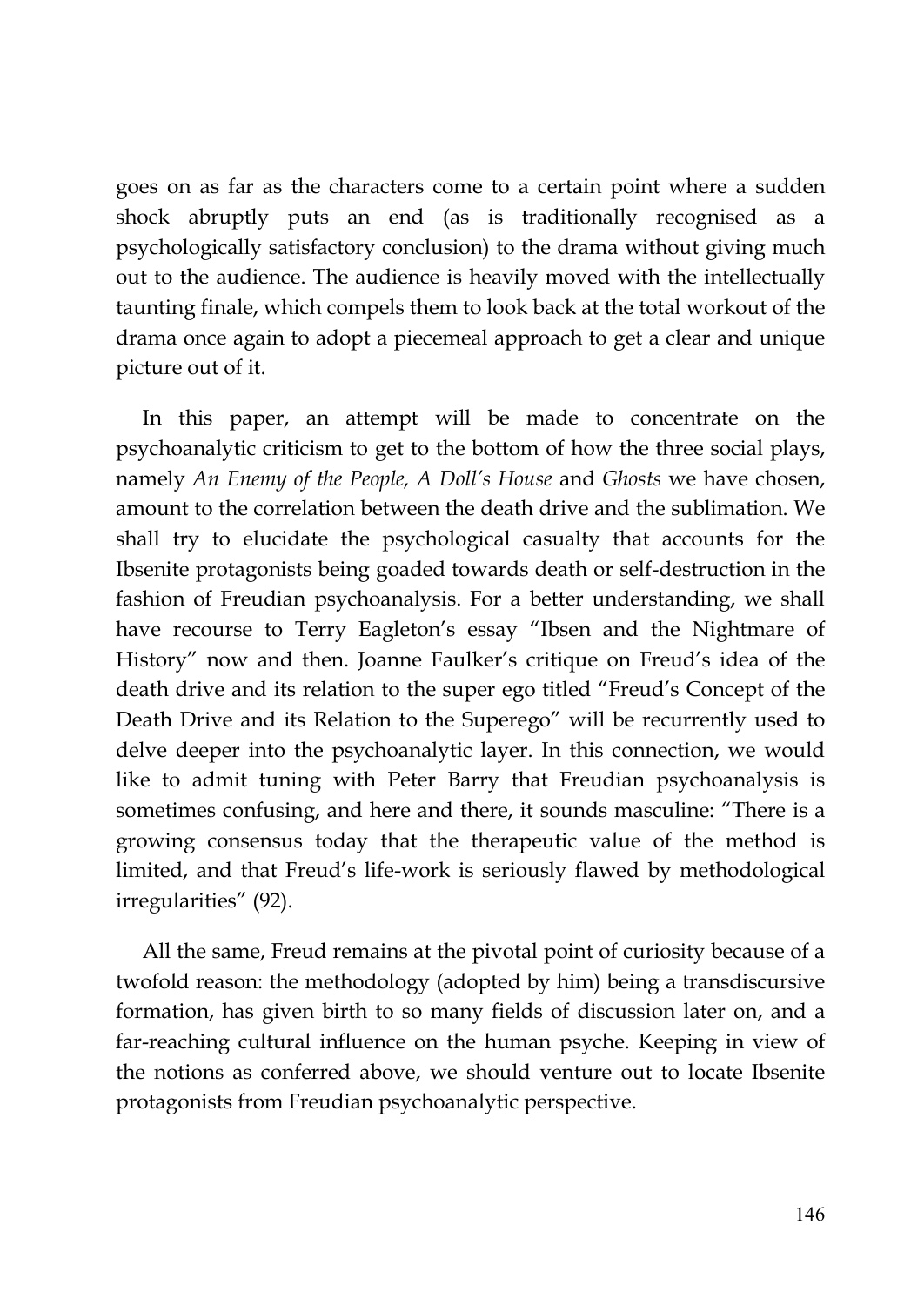goes on as far as the characters come to a certain point where a sudden shock abruptly puts an end (as is traditionally recognised as a psychologically satisfactory conclusion) to the drama without giving much out to the audience. The audience is heavily moved with the intellectually taunting finale, which compels them to look back at the total workout of the drama once again to adopt a piecemeal approach to get a clear and unique picture out of it.

In this paper, an attempt will be made to concentrate on the psychoanalytic criticism to get to the bottom of how the three social plays, namely *An Enemy of the People, A Doll's House* and *Ghosts* we have chosen, amount to the correlation between the death drive and the sublimation. We shall try to elucidate the psychological casualty that accounts for the Ibsenite protagonists being goaded towards death or self-destruction in the fashion of Freudian psychoanalysis. For a better understanding, we shall have recourse to Terry Eagleton's essay "Ibsen and the Nightmare of History" now and then. Joanne Faulker's critique on Freud's idea of the death drive and its relation to the super ego titled "Freud's Concept of the Death Drive and its Relation to the Superego" will be recurrently used to delve deeper into the psychoanalytic layer. In this connection, we would like to admit tuning with Peter Barry that Freudian psychoanalysis is sometimes confusing, and here and there, it sounds masculine: "There is a growing consensus today that the therapeutic value of the method is limited, and that Freud's life-work is seriously flawed by methodological irregularities" (92).

All the same, Freud remains at the pivotal point of curiosity because of a twofold reason: the methodology (adopted by him) being a transdiscursive formation, has given birth to so many fields of discussion later on, and a far-reaching cultural influence on the human psyche. Keeping in view of the notions as conferred above, we should venture out to locate Ibsenite protagonists from Freudian psychoanalytic perspective.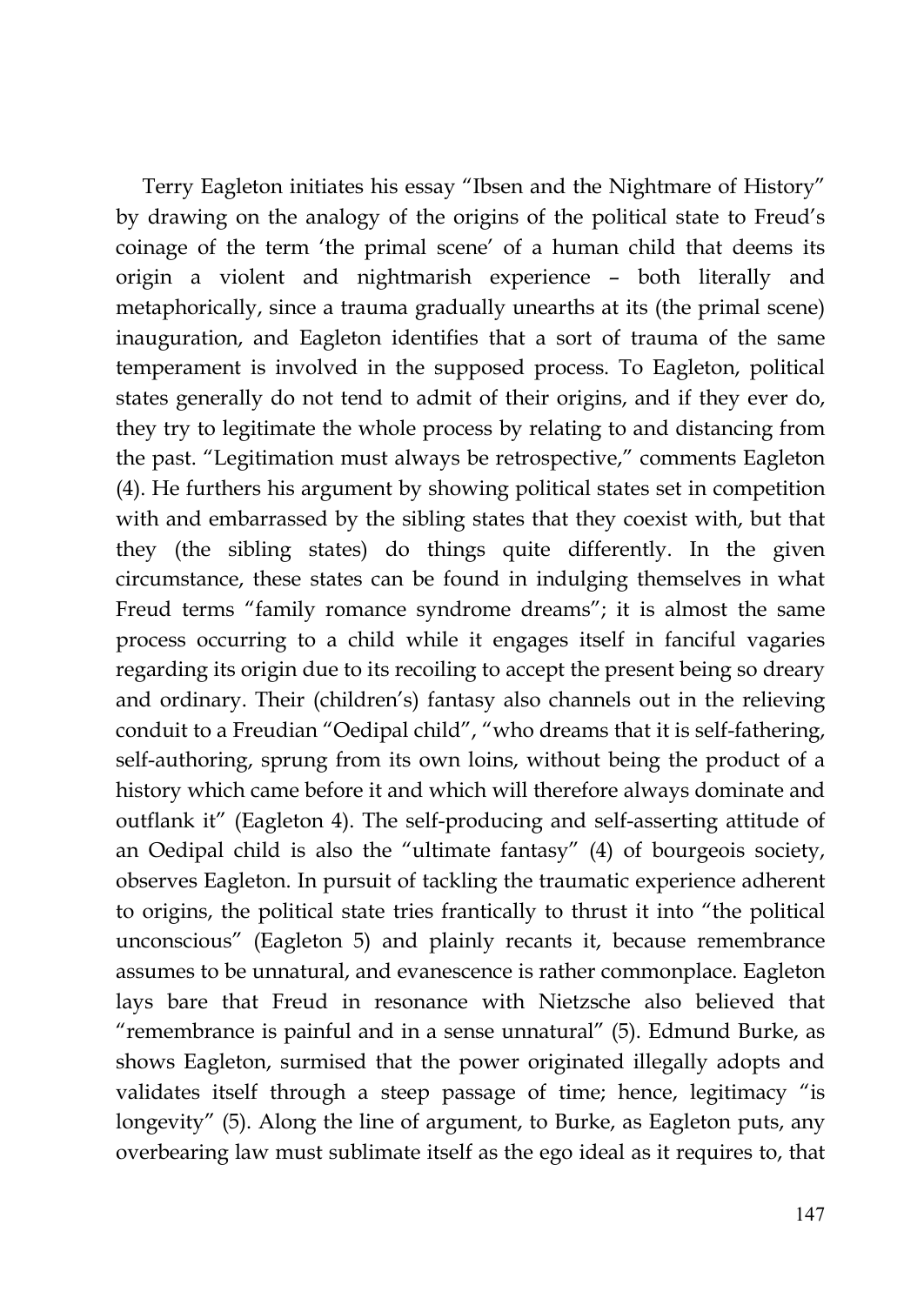Terry Eagleton initiates his essay "Ibsen and the Nightmare of History" by drawing on the analogy of the origins of the political state to Freud's coinage of the term 'the primal scene' of a human child that deems its origin a violent and nightmarish experience – both literally and metaphorically, since a trauma gradually unearths at its (the primal scene) inauguration, and Eagleton identifies that a sort of trauma of the same temperament is involved in the supposed process. To Eagleton, political states generally do not tend to admit of their origins, and if they ever do, they try to legitimate the whole process by relating to and distancing from the past. "Legitimation must always be retrospective," comments Eagleton (4). He furthers his argument by showing political states set in competition with and embarrassed by the sibling states that they coexist with, but that they (the sibling states) do things quite differently. In the given circumstance, these states can be found in indulging themselves in what Freud terms "family romance syndrome dreams"; it is almost the same process occurring to a child while it engages itself in fanciful vagaries regarding its origin due to its recoiling to accept the present being so dreary and ordinary. Their (children's) fantasy also channels out in the relieving conduit to a Freudian "Oedipal child", "who dreams that it is self-fathering, self-authoring, sprung from its own loins, without being the product of a history which came before it and which will therefore always dominate and outflank it" (Eagleton 4). The self-producing and self-asserting attitude of an Oedipal child is also the "ultimate fantasy" (4) of bourgeois society, observes Eagleton. In pursuit of tackling the traumatic experience adherent to origins, the political state tries frantically to thrust it into "the political unconscious" (Eagleton 5) and plainly recants it, because remembrance assumes to be unnatural, and evanescence is rather commonplace. Eagleton lays bare that Freud in resonance with Nietzsche also believed that "remembrance is painful and in a sense unnatural" (5). Edmund Burke, as shows Eagleton, surmised that the power originated illegally adopts and validates itself through a steep passage of time; hence, legitimacy "is longevity" (5). Along the line of argument, to Burke, as Eagleton puts, any overbearing law must sublimate itself as the ego ideal as it requires to, that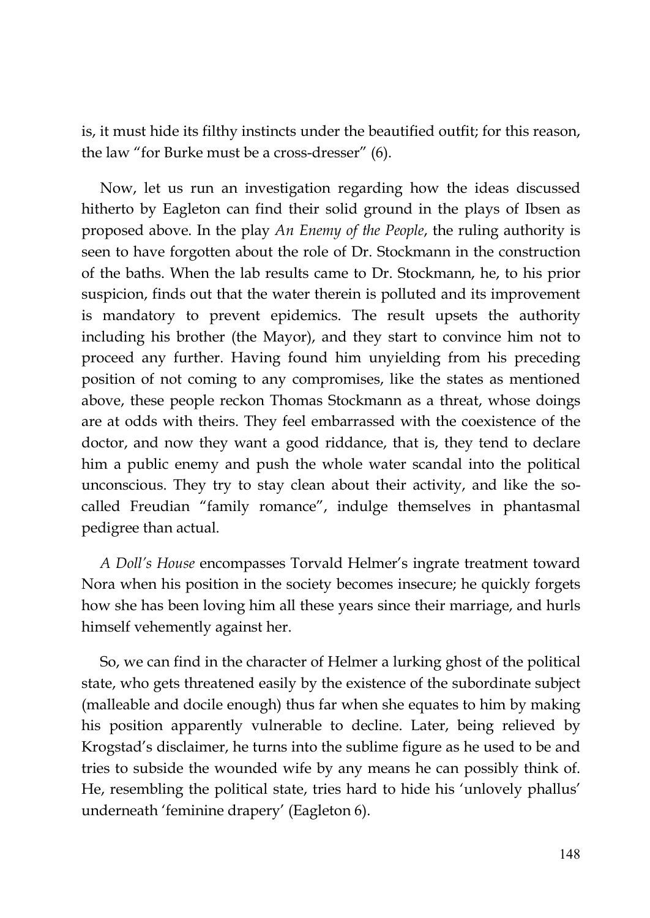is, it must hide its filthy instincts under the beautified outfit; for this reason, the law "for Burke must be a cross-dresser" (6).

Now, let us run an investigation regarding how the ideas discussed hitherto by Eagleton can find their solid ground in the plays of Ibsen as proposed above. In the play *An Enemy of the People*, the ruling authority is seen to have forgotten about the role of Dr. Stockmann in the construction of the baths. When the lab results came to Dr. Stockmann, he, to his prior suspicion, finds out that the water therein is polluted and its improvement is mandatory to prevent epidemics. The result upsets the authority including his brother (the Mayor), and they start to convince him not to proceed any further. Having found him unyielding from his preceding position of not coming to any compromises, like the states as mentioned above, these people reckon Thomas Stockmann as a threat, whose doings are at odds with theirs. They feel embarrassed with the coexistence of the doctor, and now they want a good riddance, that is, they tend to declare him a public enemy and push the whole water scandal into the political unconscious. They try to stay clean about their activity, and like the so-called Freudian "family romance", indulge themselves in phantasmal pedigree than actual.

*A Doll's House* encompasses Torvald Helmer's ingrate treatment toward Nora when his position in the society becomes insecure; he quickly forgets how she has been loving him all these years since their marriage, and hurls himself vehemently against her.

So, we can find in the character of Helmer a lurking ghost of the political state, who gets threatened easily by the existence of the subordinate subject (malleable and docile enough) thus far when she equates to him by making his position apparently vulnerable to decline. Later, being relieved by Krogstad's disclaimer, he turns into the sublime figure as he used to be and tries to subside the wounded wife by any means he can possibly think of. He, resembling the political state, tries hard to hide his 'unlovely phallus' underneath 'feminine drapery' (Eagleton 6).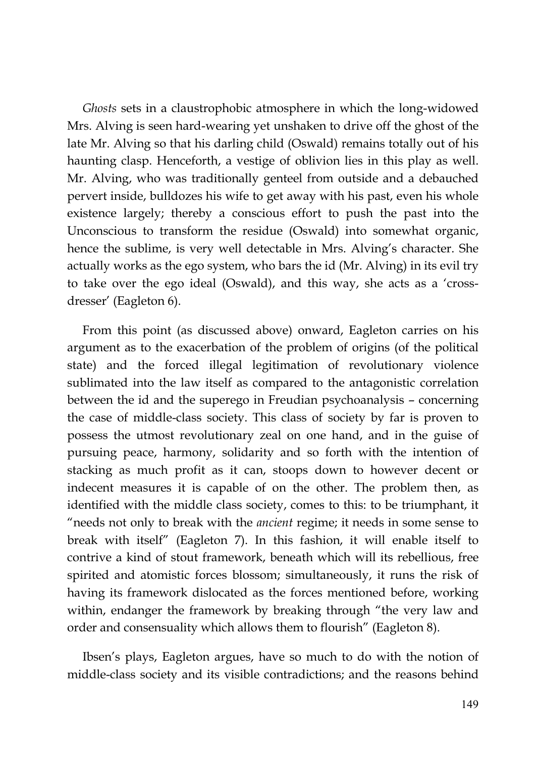*Ghosts* sets in a claustrophobic atmosphere in which the long-widowed Mrs. Alving is seen hard-wearing yet unshaken to drive off the ghost of the late Mr. Alving so that his darling child (Oswald) remains totally out of his haunting clasp. Henceforth, a vestige of oblivion lies in this play as well. Mr. Alving, who was traditionally genteel from outside and a debauched pervert inside, bulldozes his wife to get away with his past, even his whole existence largely; thereby a conscious effort to push the past into the Unconscious to transform the residue (Oswald) into somewhat organic, hence the sublime, is very well detectable in Mrs. Alving's character. She actually works as the ego system, who bars the id (Mr. Alving) in its evil try to take over the ego ideal (Oswald), and this way, she acts as a 'cross-dresser' (Eagleton 6).

From this point (as discussed above) onward, Eagleton carries on his argument as to the exacerbation of the problem of origins (of the political state) and the forced illegal legitimation of revolutionary violence sublimated into the law itself as compared to the antagonistic correlation between the id and the superego in Freudian psychoanalysis – concerning the case of middle-class society. This class of society by far is proven to possess the utmost revolutionary zeal on one hand, and in the guise of pursuing peace, harmony, solidarity and so forth with the intention of stacking as much profit as it can, stoops down to however decent or indecent measures it is capable of on the other. The problem then, as identified with the middle class society, comes to this: to be triumphant, it "needs not only to break with the *ancient* regime; it needs in some sense to break with itself" (Eagleton 7). In this fashion, it will enable itself to contrive a kind of stout framework, beneath which will its rebellious, free spirited and atomistic forces blossom; simultaneously, it runs the risk of having its framework dislocated as the forces mentioned before, working within, endanger the framework by breaking through "the very law and order and consensuality which allows them to flourish" (Eagleton 8).

Ibsen's plays, Eagleton argues, have so much to do with the notion of middle-class society and its visible contradictions; and the reasons behind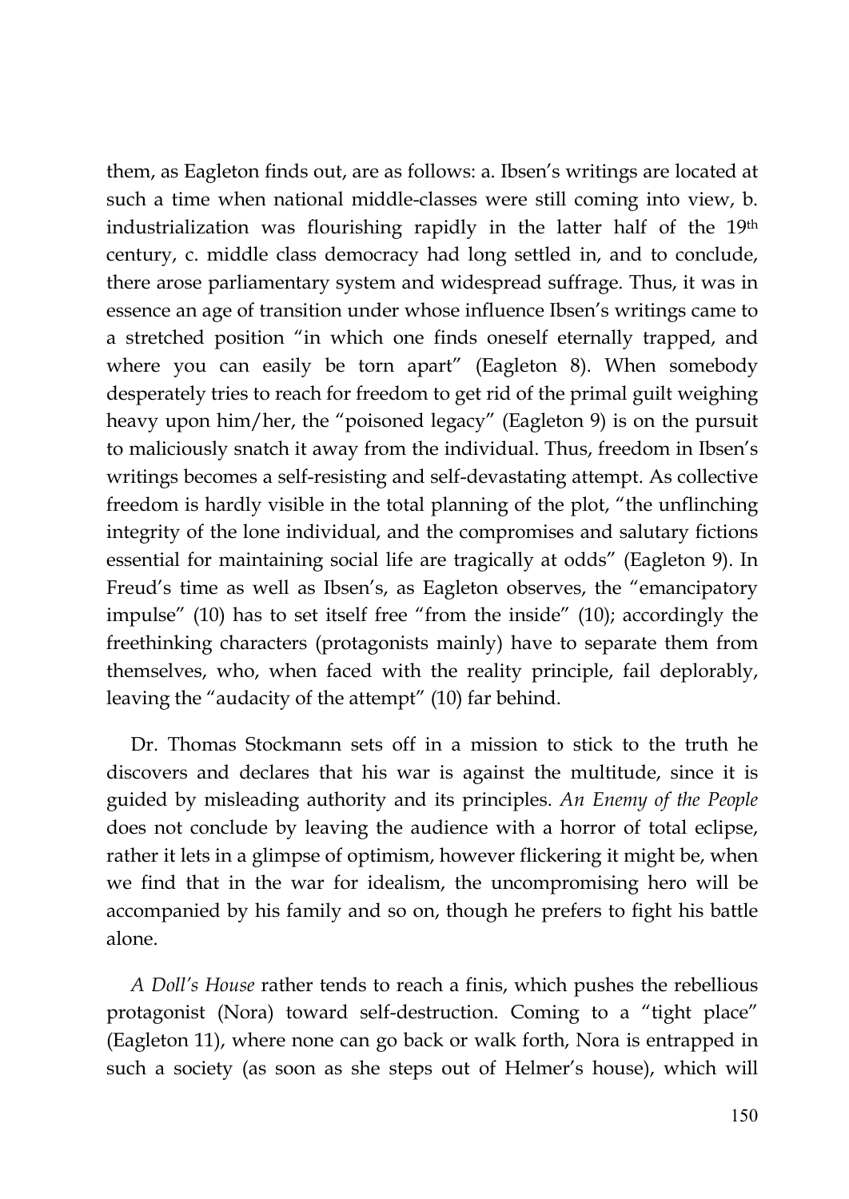them, as Eagleton finds out, are as follows: a. Ibsen's writings are located at such a time when national middle-classes were still coming into view, b. industrialization was flourishing rapidly in the latter half of the 19th century, c. middle class democracy had long settled in, and to conclude, there arose parliamentary system and widespread suffrage. Thus, it was in essence an age of transition under whose influence Ibsen's writings came to a stretched position "in which one finds oneself eternally trapped, and where you can easily be torn apart" (Eagleton 8). When somebody desperately tries to reach for freedom to get rid of the primal guilt weighing heavy upon him/her, the "poisoned legacy" (Eagleton 9) is on the pursuit to maliciously snatch it away from the individual. Thus, freedom in Ibsen's writings becomes a self-resisting and self-devastating attempt. As collective freedom is hardly visible in the total planning of the plot, "the unflinching integrity of the lone individual, and the compromises and salutary fictions essential for maintaining social life are tragically at odds" (Eagleton 9). In Freud's time as well as Ibsen's, as Eagleton observes, the "emancipatory impulse" (10) has to set itself free "from the inside" (10); accordingly the freethinking characters (protagonists mainly) have to separate them from themselves, who, when faced with the reality principle, fail deplorably, leaving the "audacity of the attempt" (10) far behind.

Dr. Thomas Stockmann sets off in a mission to stick to the truth he discovers and declares that his war is against the multitude, since it is guided by misleading authority and its principles. *An Enemy of the People* does not conclude by leaving the audience with a horror of total eclipse, rather it lets in a glimpse of optimism, however flickering it might be, when we find that in the war for idealism, the uncompromising hero will be accompanied by his family and so on, though he prefers to fight his battle alone.

*A Doll's House* rather tends to reach a finis, which pushes the rebellious protagonist (Nora) toward self-destruction. Coming to a "tight place" (Eagleton 11), where none can go back or walk forth, Nora is entrapped in such a society (as soon as she steps out of Helmer's house), which will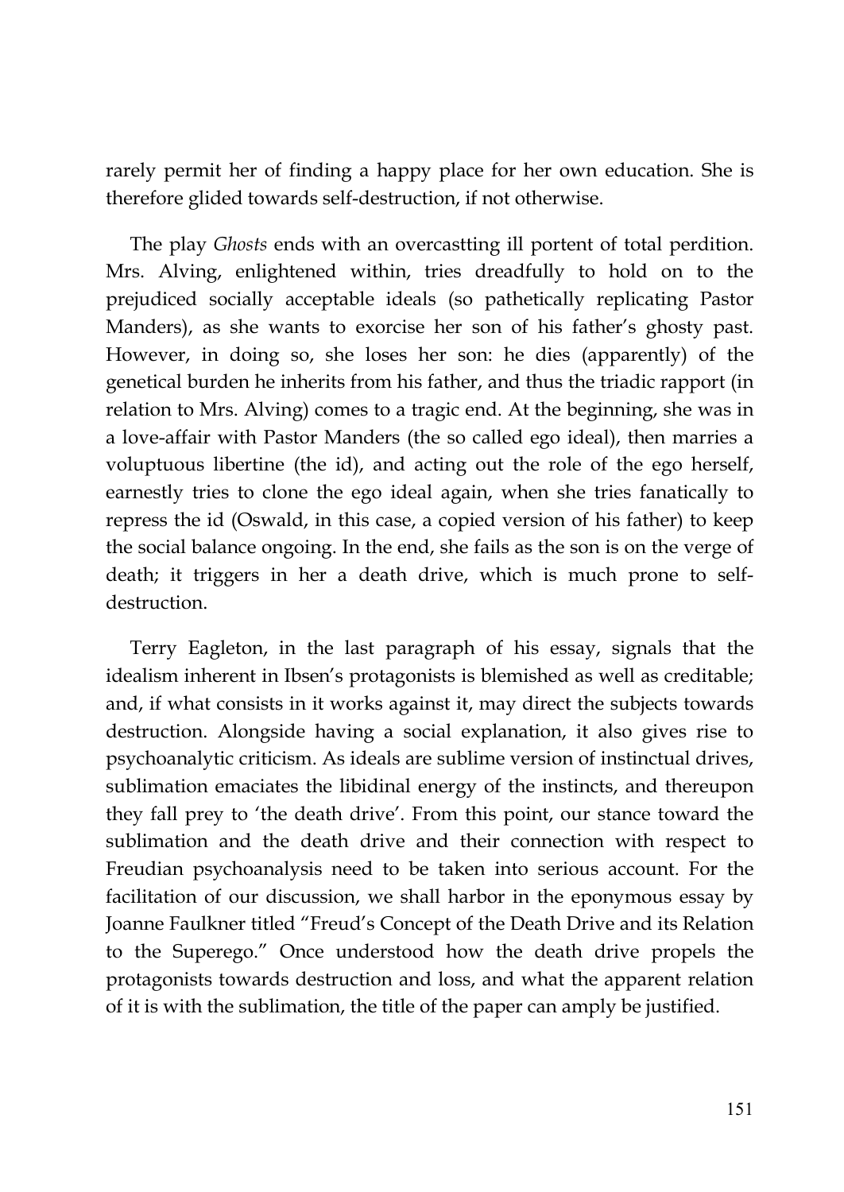rarely permit her of finding a happy place for her own education. She is therefore glided towards self-destruction, if not otherwise.

The play *Ghosts* ends with an overcastting ill portent of total perdition. Mrs. Alving, enlightened within, tries dreadfully to hold on to the prejudiced socially acceptable ideals (so pathetically replicating Pastor Manders), as she wants to exorcise her son of his father's ghosty past. However, in doing so, she loses her son: he dies (apparently) of the genetical burden he inherits from his father, and thus the triadic rapport (in relation to Mrs. Alving) comes to a tragic end. At the beginning, she was in a love-affair with Pastor Manders (the so called ego ideal), then marries a voluptuous libertine (the id), and acting out the role of the ego herself, earnestly tries to clone the ego ideal again, when she tries fanatically to repress the id (Oswald, in this case, a copied version of his father) to keep the social balance ongoing. In the end, she fails as the son is on the verge of death; it triggers in her a death drive, which is much prone to self-destruction.

Terry Eagleton, in the last paragraph of his essay, signals that the idealism inherent in Ibsen's protagonists is blemished as well as creditable; and, if what consists in it works against it, may direct the subjects towards destruction. Alongside having a social explanation, it also gives rise to psychoanalytic criticism. As ideals are sublime version of instinctual drives, sublimation emaciates the libidinal energy of the instincts, and thereupon they fall prey to 'the death drive'. From this point, our stance toward the sublimation and the death drive and their connection with respect to Freudian psychoanalysis need to be taken into serious account. For the facilitation of our discussion, we shall harbor in the eponymous essay by Joanne Faulkner titled "Freud's Concept of the Death Drive and its Relation to the Superego." Once understood how the death drive propels the protagonists towards destruction and loss, and what the apparent relation of it is with the sublimation, the title of the paper can amply be justified.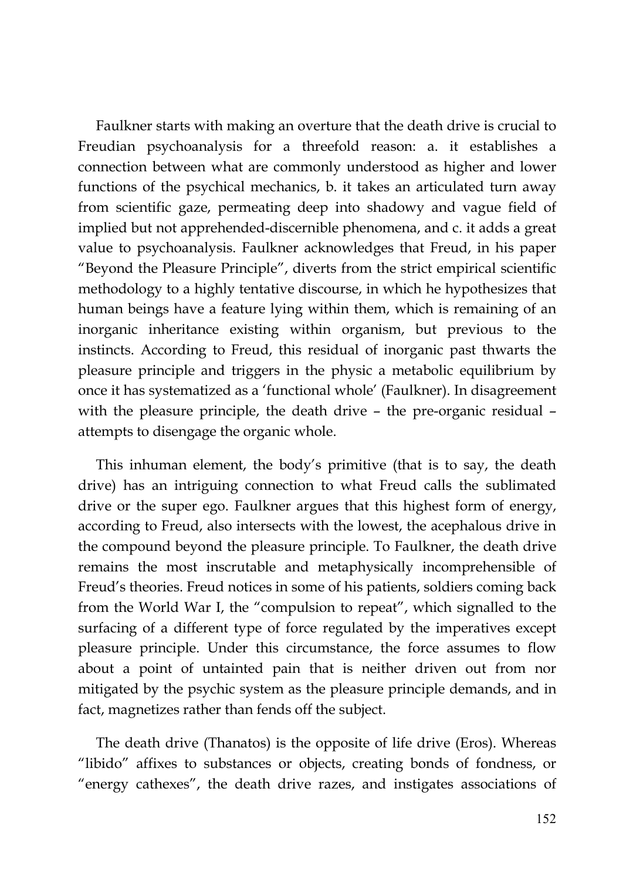Faulkner starts with making an overture that the death drive is crucial to Freudian psychoanalysis for a threefold reason: a. it establishes a connection between what are commonly understood as higher and lower functions of the psychical mechanics, b. it takes an articulated turn away from scientific gaze, permeating deep into shadowy and vague field of implied but not apprehended-discernible phenomena, and c. it adds a great value to psychoanalysis. Faulkner acknowledges that Freud, in his paper "Beyond the Pleasure Principle", diverts from the strict empirical scientific methodology to a highly tentative discourse, in which he hypothesizes that human beings have a feature lying within them, which is remaining of an inorganic inheritance existing within organism, but previous to the instincts. According to Freud, this residual of inorganic past thwarts the pleasure principle and triggers in the physic a metabolic equilibrium by once it has systematized as a 'functional whole' (Faulkner). In disagreement with the pleasure principle, the death drive – the pre-organic residual – attempts to disengage the organic whole.

This inhuman element, the body's primitive (that is to say, the death drive) has an intriguing connection to what Freud calls the sublimated drive or the super ego. Faulkner argues that this highest form of energy, according to Freud, also intersects with the lowest, the acephalous drive in the compound beyond the pleasure principle. To Faulkner, the death drive remains the most inscrutable and metaphysically incomprehensible of Freud's theories. Freud notices in some of his patients, soldiers coming back from the World War I, the "compulsion to repeat", which signalled to the surfacing of a different type of force regulated by the imperatives except pleasure principle. Under this circumstance, the force assumes to flow about a point of untainted pain that is neither driven out from nor mitigated by the psychic system as the pleasure principle demands, and in fact, magnetizes rather than fends off the subject.

The death drive (Thanatos) is the opposite of life drive (Eros). Whereas "libido" affixes to substances or objects, creating bonds of fondness, or "energy cathexes", the death drive razes, and instigates associations of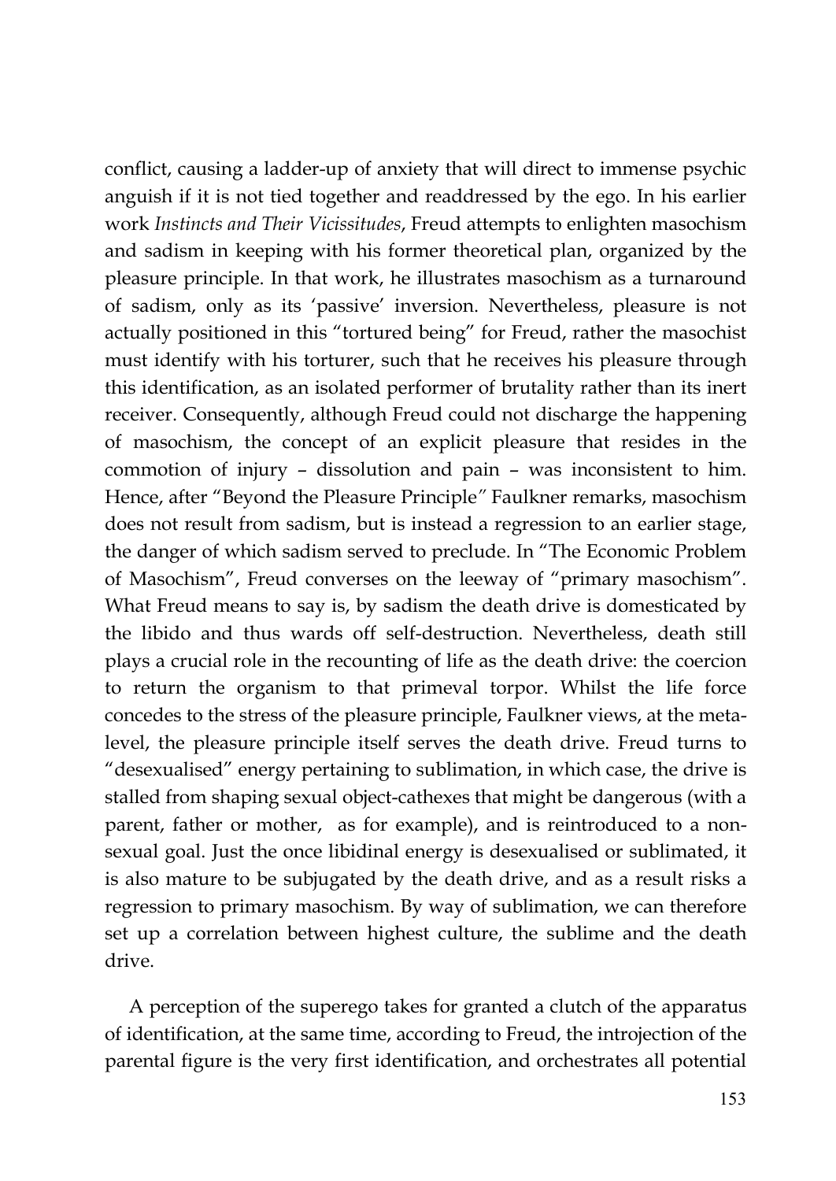conflict, causing a ladder-up of anxiety that will direct to immense psychic anguish if it is not tied together and readdressed by the ego. In his earlier work *Instincts and Their Vicissitudes*, Freud attempts to enlighten masochism and sadism in keeping with his former theoretical plan, organized by the pleasure principle. In that work, he illustrates masochism as a turnaround of sadism, only as its 'passive' inversion. Nevertheless, pleasure is not actually positioned in this "tortured being" for Freud, rather the masochist must identify with his torturer, such that he receives his pleasure through this identification, as an isolated performer of brutality rather than its inert receiver. Consequently, although Freud could not discharge the happening of masochism, the concept of an explicit pleasure that resides in the commotion of injury – dissolution and pain – was inconsistent to him. Hence, after "Beyond the Pleasure Principle" Faulkner remarks, masochism does not result from sadism, but is instead a regression to an earlier stage, the danger of which sadism served to preclude. In "The Economic Problem of Masochism", Freud converses on the leeway of "primary masochism". What Freud means to say is, by sadism the death drive is domesticated by the libido and thus wards off self-destruction. Nevertheless, death still plays a crucial role in the recounting of life as the death drive: the coercion to return the organism to that primeval torpor. Whilst the life force concedes to the stress of the pleasure principle, Faulkner views, at the meta-level, the pleasure principle itself serves the death drive. Freud turns to "desexualised" energy pertaining to sublimation, in which case, the drive is stalled from shaping sexual object-cathexes that might be dangerous (with a parent, father or mother, as for example), and is reintroduced to a non-sexual goal. Just the once libidinal energy is desexualised or sublimated, it is also mature to be subjugated by the death drive, and as a result risks a regression to primary masochism. By way of sublimation, we can therefore set up a correlation between highest culture, the sublime and the death drive.

A perception of the superego takes for granted a clutch of the apparatus of identification, at the same time, according to Freud, the introjection of the parental figure is the very first identification, and orchestrates all potential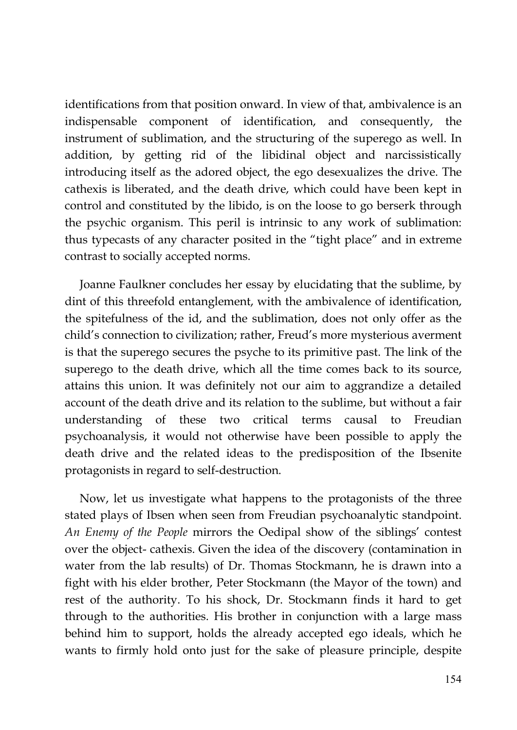identifications from that position onward. In view of that, ambivalence is an indispensable component of identification, and consequently, the instrument of sublimation, and the structuring of the superego as well. In addition, by getting rid of the libidinal object and narcissistically introducing itself as the adored object, the ego desexualizes the drive. The cathexis is liberated, and the death drive, which could have been kept in control and constituted by the libido, is on the loose to go berserk through the psychic organism. This peril is intrinsic to any work of sublimation: thus typecasts of any character posited in the "tight place" and in extreme contrast to socially accepted norms.

Joanne Faulkner concludes her essay by elucidating that the sublime, by dint of this threefold entanglement, with the ambivalence of identification, the spitefulness of the id, and the sublimation, does not only offer as the child's connection to civilization; rather, Freud's more mysterious averment is that the superego secures the psyche to its primitive past. The link of the superego to the death drive, which all the time comes back to its source, attains this union. It was definitely not our aim to aggrandize a detailed account of the death drive and its relation to the sublime, but without a fair understanding of these two critical terms causal to Freudian psychoanalysis, it would not otherwise have been possible to apply the death drive and the related ideas to the predisposition of the Ibsenite protagonists in regard to self-destruction.

Now, let us investigate what happens to the protagonists of the three stated plays of Ibsen when seen from Freudian psychoanalytic standpoint. *An Enemy of the People* mirrors the Oedipal show of the siblings' contest over the object- cathexis. Given the idea of the discovery (contamination in water from the lab results) of Dr. Thomas Stockmann, he is drawn into a fight with his elder brother, Peter Stockmann (the Mayor of the town) and rest of the authority. To his shock, Dr. Stockmann finds it hard to get through to the authorities. His brother in conjunction with a large mass behind him to support, holds the already accepted ego ideals, which he wants to firmly hold onto just for the sake of pleasure principle, despite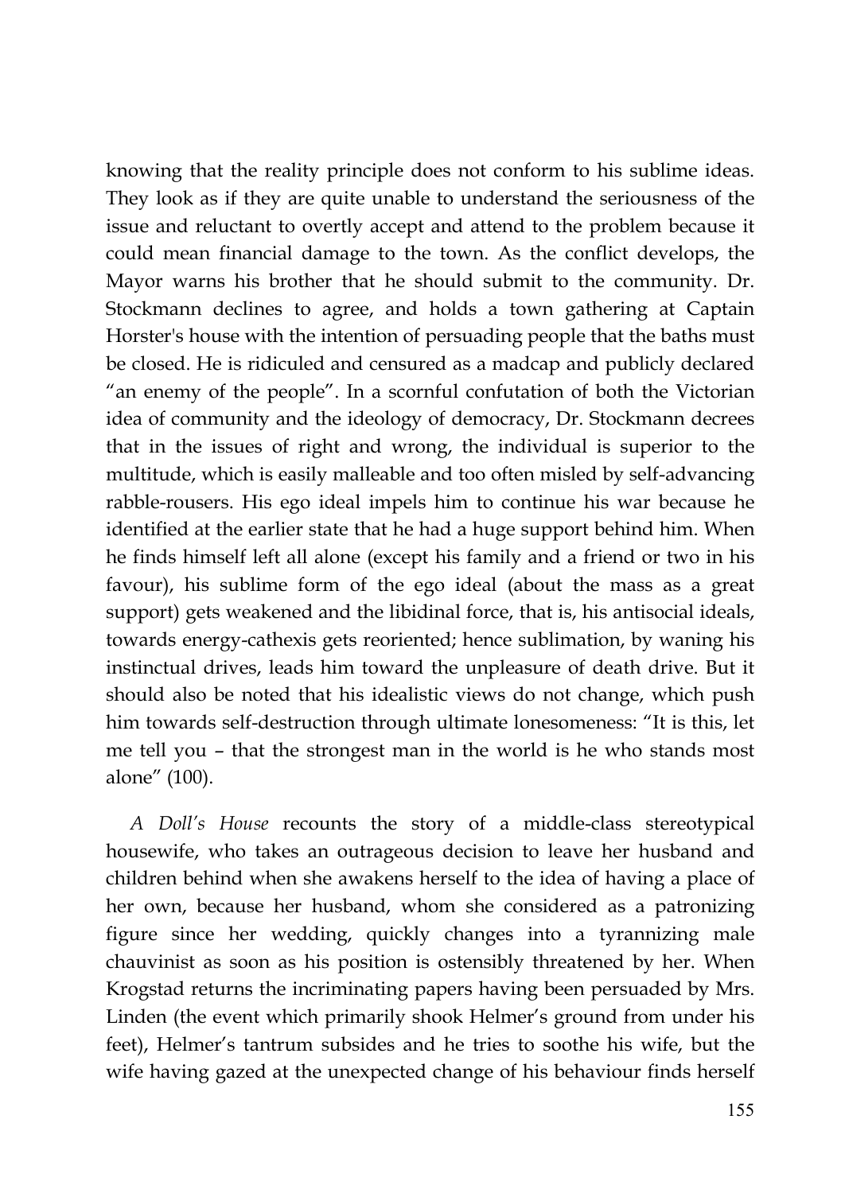knowing that the reality principle does not conform to his sublime ideas. They look as if they are quite unable to understand the seriousness of the issue and reluctant to overtly accept and attend to the problem because it could mean financial damage to the town. As the conflict develops, the Mayor warns his brother that he should submit to the community. Dr. Stockmann declines to agree, and holds a town gathering at Captain Horster's house with the intention of persuading people that the baths must be closed. He is ridiculed and censured as a madcap and publicly declared "an enemy of the people". In a scornful confutation of both the Victorian idea of community and the ideology of democracy, Dr. Stockmann decrees that in the issues of right and wrong, the individual is superior to the multitude, which is easily malleable and too often misled by self-advancing rabble-rousers. His ego ideal impels him to continue his war because he identified at the earlier state that he had a huge support behind him. When he finds himself left all alone (except his family and a friend or two in his favour), his sublime form of the ego ideal (about the mass as a great support) gets weakened and the libidinal force, that is, his antisocial ideals, towards energy-cathexis gets reoriented; hence sublimation, by waning his instinctual drives, leads him toward the unpleasure of death drive. But it should also be noted that his idealistic views do not change, which push him towards self-destruction through ultimate lonesomeness: "It is this, let me tell you – that the strongest man in the world is he who stands most alone" (100).

*A Doll's House* recounts the story of a middle-class stereotypical housewife, who takes an outrageous decision to leave her husband and children behind when she awakens herself to the idea of having a place of her own, because her husband, whom she considered as a patronizing figure since her wedding, quickly changes into a tyrannizing male chauvinist as soon as his position is ostensibly threatened by her. When Krogstad returns the incriminating papers having been persuaded by Mrs. Linden (the event which primarily shook Helmer's ground from under his feet), Helmer's tantrum subsides and he tries to soothe his wife, but the wife having gazed at the unexpected change of his behaviour finds herself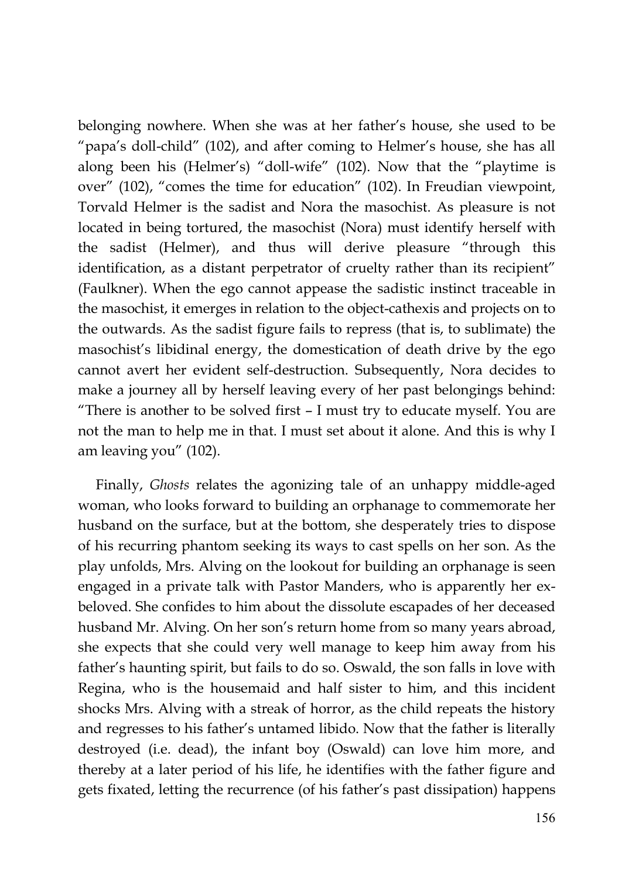belonging nowhere. When she was at her father's house, she used to be "papa's doll-child" (102), and after coming to Helmer's house, she has all along been his (Helmer's) "doll-wife" (102). Now that the "playtime is over" (102), "comes the time for education" (102). In Freudian viewpoint, Torvald Helmer is the sadist and Nora the masochist. As pleasure is not located in being tortured, the masochist (Nora) must identify herself with the sadist (Helmer), and thus will derive pleasure "through this identification, as a distant perpetrator of cruelty rather than its recipient" (Faulkner). When the ego cannot appease the sadistic instinct traceable in the masochist, it emerges in relation to the object-cathexis and projects on to the outwards. As the sadist figure fails to repress (that is, to sublimate) the masochist's libidinal energy, the domestication of death drive by the ego cannot avert her evident self-destruction. Subsequently, Nora decides to make a journey all by herself leaving every of her past belongings behind: "There is another to be solved first – I must try to educate myself. You are not the man to help me in that. I must set about it alone. And this is why I am leaving you" (102).

Finally, *Ghosts* relates the agonizing tale of an unhappy middle-aged woman, who looks forward to building an orphanage to commemorate her husband on the surface, but at the bottom, she desperately tries to dispose of his recurring phantom seeking its ways to cast spells on her son. As the play unfolds, Mrs. Alving on the lookout for building an orphanage is seen engaged in a private talk with Pastor Manders, who is apparently her ex-beloved. She confides to him about the dissolute escapades of her deceased husband Mr. Alving. On her son's return home from so many years abroad, she expects that she could very well manage to keep him away from his father's haunting spirit, but fails to do so. Oswald, the son falls in love with Regina, who is the housemaid and half sister to him, and this incident shocks Mrs. Alving with a streak of horror, as the child repeats the history and regresses to his father's untamed libido. Now that the father is literally destroyed (i.e. dead), the infant boy (Oswald) can love him more, and thereby at a later period of his life, he identifies with the father figure and gets fixated, letting the recurrence (of his father's past dissipation) happens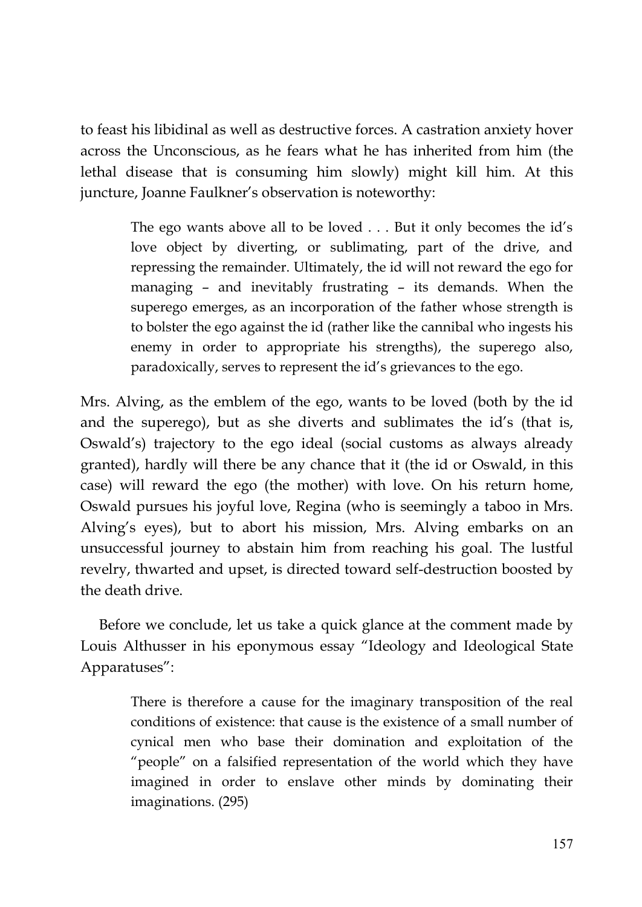to feast his libidinal as well as destructive forces. A castration anxiety hover across the Unconscious, as he fears what he has inherited from him (the lethal disease that is consuming him slowly) might kill him. At this juncture, Joanne Faulkner's observation is noteworthy:

> The ego wants above all to be loved . . . But it only becomes the id's love object by diverting, or sublimating, part of the drive, and repressing the remainder. Ultimately, the id will not reward the ego for managing – and inevitably frustrating – its demands. When the superego emerges, as an incorporation of the father whose strength is to bolster the ego against the id (rather like the cannibal who ingests his enemy in order to appropriate his strengths), the superego also, paradoxically, serves to represent the id's grievances to the ego.

Mrs. Alving, as the emblem of the ego, wants to be loved (both by the id and the superego), but as she diverts and sublimates the id's (that is, Oswald's) trajectory to the ego ideal (social customs as always already granted), hardly will there be any chance that it (the id or Oswald, in this case) will reward the ego (the mother) with love. On his return home, Oswald pursues his joyful love, Regina (who is seemingly a taboo in Mrs. Alving's eyes), but to abort his mission, Mrs. Alving embarks on an unsuccessful journey to abstain him from reaching his goal. The lustful revelry, thwarted and upset, is directed toward self-destruction boosted by the death drive.

Before we conclude, let us take a quick glance at the comment made by Louis Althusser in his eponymous essay "Ideology and Ideological State Apparatuses":

> There is therefore a cause for the imaginary transposition of the real conditions of existence: that cause is the existence of a small number of cynical men who base their domination and exploitation of the "people" on a falsified representation of the world which they have imagined in order to enslave other minds by dominating their imaginations. (295)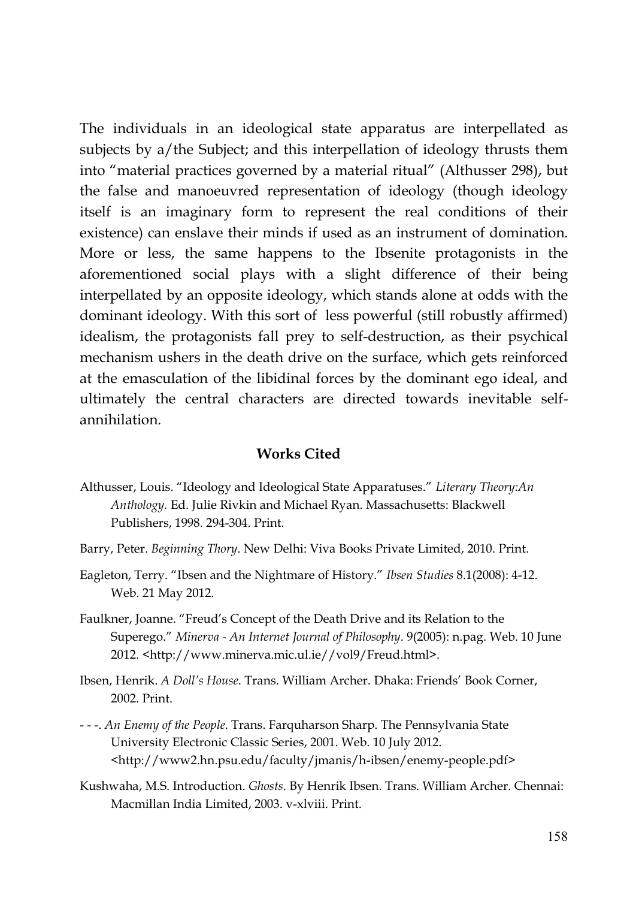The individuals in an ideological state apparatus are interpellated as subjects by a/the Subject; and this interpellation of ideology thrusts them into "material practices governed by a material ritual" (Althusser 298), but the false and manoeuvred representation of ideology (though ideology itself is an imaginary form to represent the real conditions of their existence) can enslave their minds if used as an instrument of domination. More or less, the same happens to the Ibsenite protagonists in the aforementioned social plays with a slight difference of their being interpellated by an opposite ideology, which stands alone at odds with the dominant ideology. With this sort of less powerful (still robustly affirmed) idealism, the protagonists fall prey to self-destruction, as their psychical mechanism ushers in the death drive on the surface, which gets reinforced at the emasculation of the libidinal forces by the dominant ego ideal, and ultimately the central characters are directed towards inevitable self-annihilation.

## Works Cited

Althusser, Louis. "Ideology and Ideological State Apparatuses." *Literary Theory:An Anthology.* Ed. Julie Rivkin and Michael Ryan. Massachusetts: Blackwell Publishers, 1998. 294-304. Print.

Barry, Peter. *Beginning Thory*. New Delhi: Viva Books Private Limited, 2010. Print.

Eagleton, Terry. "Ibsen and the Nightmare of History." *Ibsen Studies* 8.1(2008): 4-12. Web. 21 May 2012.

Faulkner, Joanne. "Freud's Concept of the Death Drive and its Relation to the Superego." *Minerva - An Internet Journal of Philosophy*. 9(2005): n.pag. Web. 10 June 2012. <http://www.minerva.mic.ul.ie//vol9/Freud.html>.

Ibsen, Henrik. *A Doll's House*. Trans. William Archer. Dhaka: Friends' Book Corner, 2002. Print.

- - -. *An Enemy of the People*. Trans. Farquharson Sharp. The Pennsylvania State University Electronic Classic Series, 2001. Web. 10 July 2012. <http://www2.hn.psu.edu/faculty/jmanis/h-ibsen/enemy-people.pdf>

Kushwaha, M.S. Introduction. *Ghosts*. By Henrik Ibsen. Trans. William Archer. Chennai: Macmillan India Limited, 2003. v-xlviii. Print.